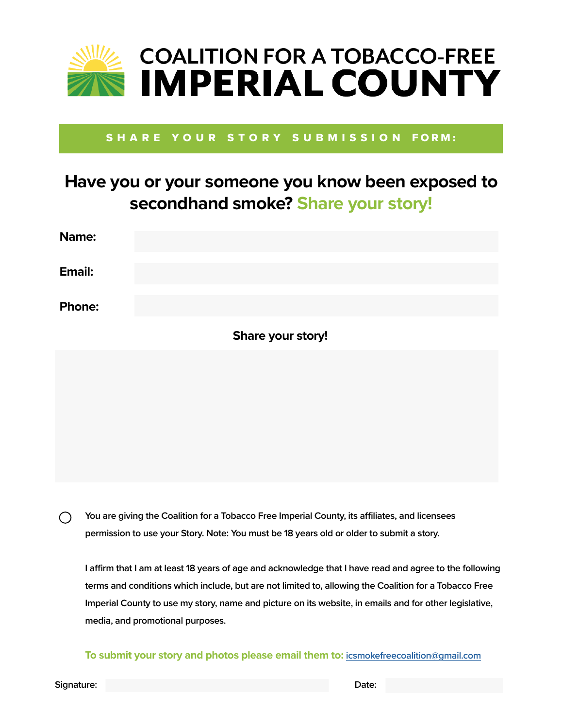# COALITION FOR A TOBACCO-FREE IMPERIAL COUNTY

## SHARE YOUR STORY SUBMISSION FORM:

### Have you or your someone you know been exposed to secondhand smoke? Share your story!

**Name:**

**Email:**

**Phone:**

**Share your story!**

○ You are giving the Coalition for a Tobacco Free Imperial County, its affiliates, and licensees permission to use your Story. Note: You must be 18 years old or older to submit a story.

I affirm that I am at least 18 years of age and acknowledge that I have read and agree to the following terms and conditions which include, but are not limited to, allowing the Coalition for a Tobacco Free Imperial County to use my story, name and picture on its website, in emails and for other legislative, media, and promotional purposes.

**To submit your story and photos please email them to:** icsmokefreecoalition@gmail.com

Signature: Date: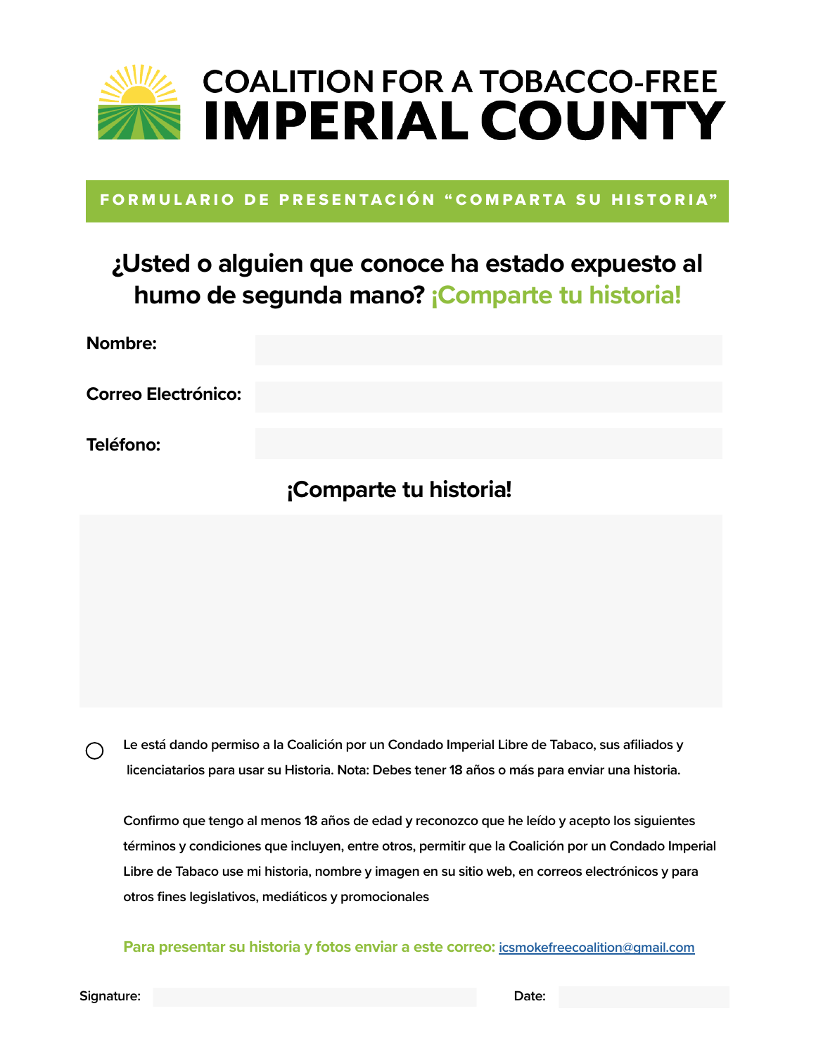# COALITION FOR A TOBACCO-FREE IMPERIAL COUNTY

## FORMULARIO DE PRESENTACIÓN "COMPARTA SU HISTORIA"

### ¿Usted o alguien que conoce ha estado expuesto al humo de segunda mano? ¡Comparte tu historia!

**Nombre:**

**Correo Electrónico:**

**Teléfono:**

### ¡Comparte tu historia!

○ Le está dando permiso a la Coalición por un Condado Imperial Libre de Tabaco, sus afiliados y licenciatarios para usar su Historia. Nota: Debes tener 18 años o más para enviar una historia.

Confirmo que tengo al menos 18 años de edad y reconozco que he leído y acepto los siguientes términos y condiciones que incluyen, entre otros, permitir que la Coalición por un Condado Imperial Libre de Tabaco use mi historia, nombre y imagen en su sitio web, en correos electrónicos y para otros fines legislativos, mediáticos y promocionales

**Para presentar su historia y fotos enviar a este correo:** icsmokefreecoalition@gmail.com

Signature: Date: